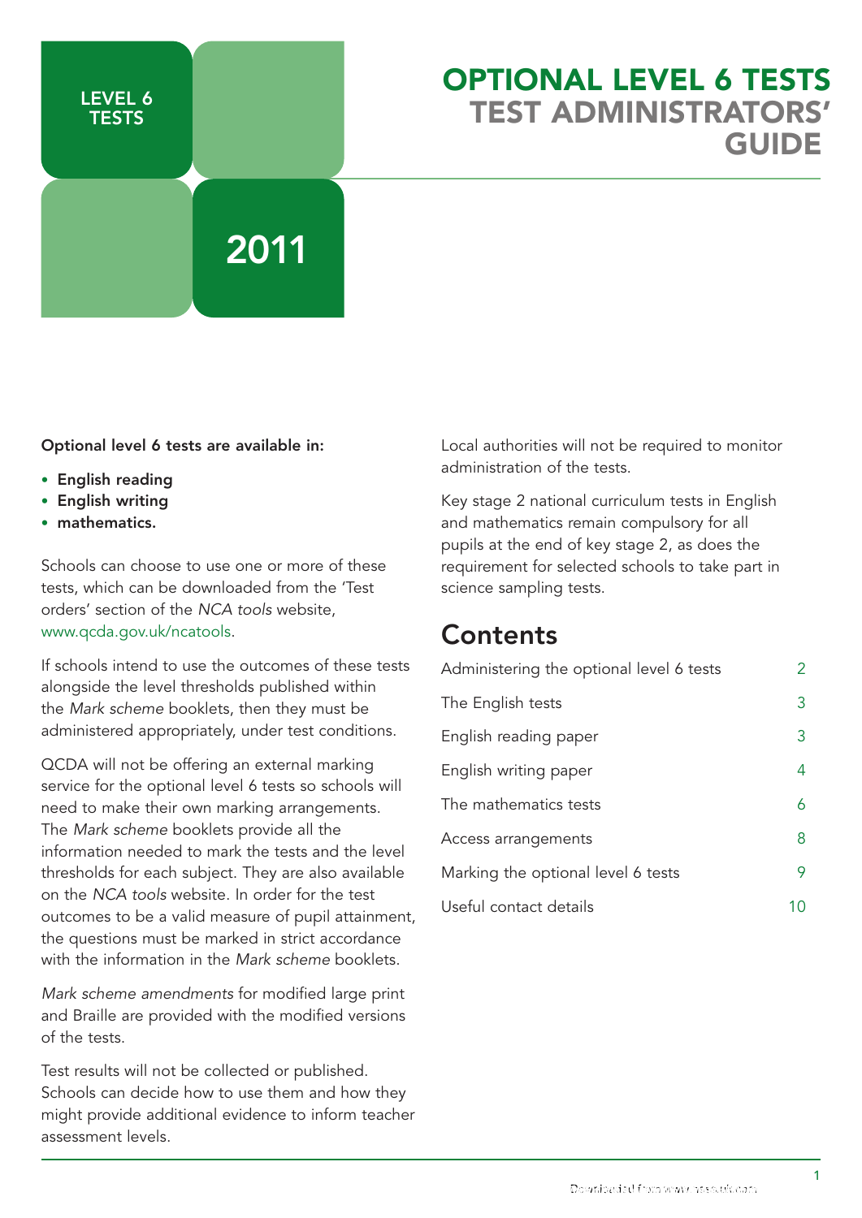LEVEL 6 TESTS

2011

# OPTIONAL LEVEL 6 TESTS
## TEST ADMINISTRATORS' GUIDE

**Optional level 6 tests are available in:**

- **English reading**
- **English writing**
- **mathematics.**

Schools can choose to use one or more of these tests, which can be downloaded from the 'Test orders' section of the *NCA tools* website, www.qcda.gov.uk/ncatools.

If schools intend to use the outcomes of these tests alongside the level thresholds published within the *Mark scheme* booklets, then they must be administered appropriately, under test conditions.

QCDA will not be offering an external marking service for the optional level 6 tests so schools will need to make their own marking arrangements. The *Mark scheme* booklets provide all the information needed to mark the tests and the level thresholds for each subject. They are also available on the *NCA tools* website. In order for the test outcomes to be a valid measure of pupil attainment, the questions must be marked in strict accordance with the information in the *Mark scheme* booklets.

*Mark scheme amendments* for modified large print and Braille are provided with the modified versions of the tests.

Test results will not be collected or published. Schools can decide how to use them and how they might provide additional evidence to inform teacher assessment levels.

Local authorities will not be required to monitor administration of the tests.

Key stage 2 national curriculum tests in English and mathematics remain compulsory for all pupils at the end of key stage 2, as does the requirement for selected schools to take part in science sampling tests.

## Contents

| | |
|---|---|
| Administering the optional level 6 tests | 2 |
| The English tests | 3 |
| English reading paper | 3 |
| English writing paper | 4 |
| The mathematics tests | 6 |
| Access arrangements | 8 |
| Marking the optional level 6 tests | 9 |
| Useful contact details | 10 |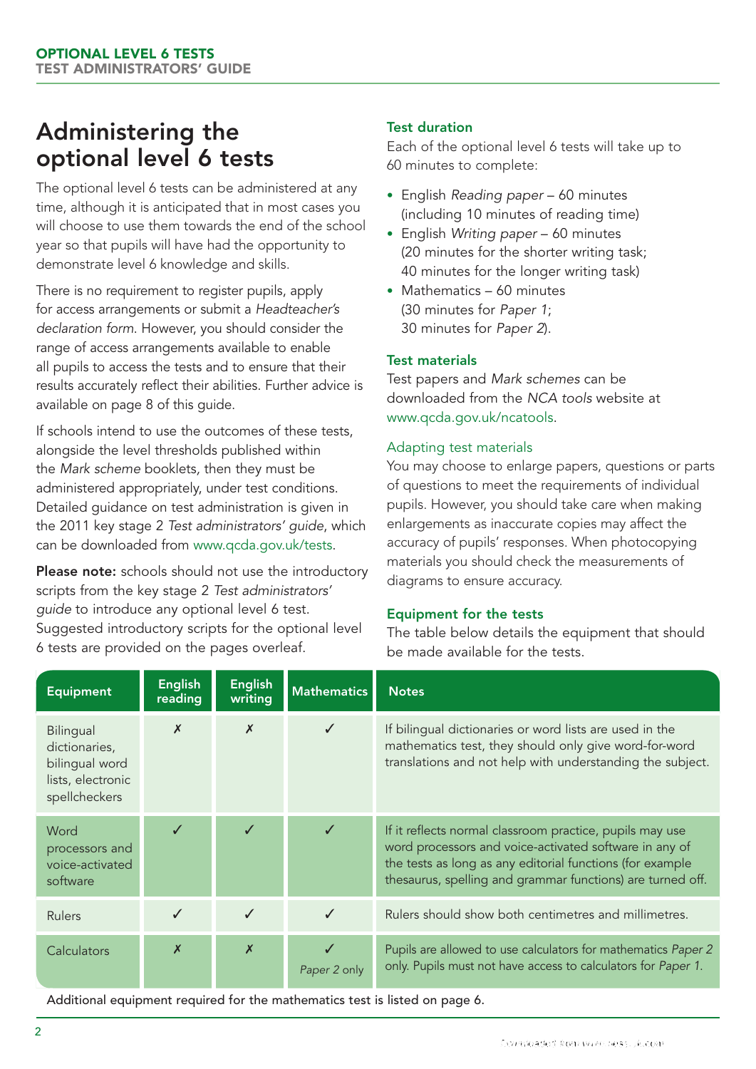# Administering the optional level 6 tests

The optional level 6 tests can be administered at any time, although it is anticipated that in most cases you will choose to use them towards the end of the school year so that pupils will have had the opportunity to demonstrate level 6 knowledge and skills.

There is no requirement to register pupils, apply for access arrangements or submit a *Headteacher's declaration form*. However, you should consider the range of access arrangements available to enable all pupils to access the tests and to ensure that their results accurately reflect their abilities. Further advice is available on page 8 of this guide.

If schools intend to use the outcomes of these tests, alongside the level thresholds published within the *Mark scheme* booklets, then they must be administered appropriately, under test conditions. Detailed guidance on test administration is given in the 2011 key stage 2 *Test administrators' guide*, which can be downloaded from www.qcda.gov.uk/tests.

**Please note:** schools should not use the introductory scripts from the key stage 2 *Test administrators' guide* to introduce any optional level 6 test. Suggested introductory scripts for the optional level 6 tests are provided on the pages overleaf.

## Test duration

Each of the optional level 6 tests will take up to 60 minutes to complete:

- English *Reading paper* – 60 minutes (including 10 minutes of reading time)
- English *Writing paper* – 60 minutes (20 minutes for the shorter writing task; 40 minutes for the longer writing task)
- Mathematics – 60 minutes (30 minutes for *Paper 1*; 30 minutes for *Paper 2*).

## Test materials

Test papers and *Mark schemes* can be downloaded from the *NCA tools* website at www.qcda.gov.uk/ncatools.

### Adapting test materials

You may choose to enlarge papers, questions or parts of questions to meet the requirements of individual pupils. However, you should take care when making enlargements as inaccurate copies may affect the accuracy of pupils' responses. When photocopying materials you should check the measurements of diagrams to ensure accuracy.

## Equipment for the tests

The table below details the equipment that should be made available for the tests.

| Equipment | English reading | English writing | Mathematics | Notes |
|---|---|---|---|---|
| Bilingual dictionaries, bilingual word lists, electronic spellcheckers | ✗ | ✗ | ✓ | If bilingual dictionaries or word lists are used in the mathematics test, they should only give word-for-word translations and not help with understanding the subject. |
| Word processors and voice-activated software | ✓ | ✓ | ✓ | If it reflects normal classroom practice, pupils may use word processors and voice-activated software in any of the tests as long as any editorial functions (for example thesaurus, spelling and grammar functions) are turned off. |
| Rulers | ✓ | ✓ | ✓ | Rulers should show both centimetres and millimetres. |
| Calculators | ✗ | ✗ | ✓ *Paper 2 only* | Pupils are allowed to use calculators for mathematics *Paper 2* only. Pupils must not have access to calculators for *Paper 1*. |

Additional equipment required for the mathematics test is listed on page 6.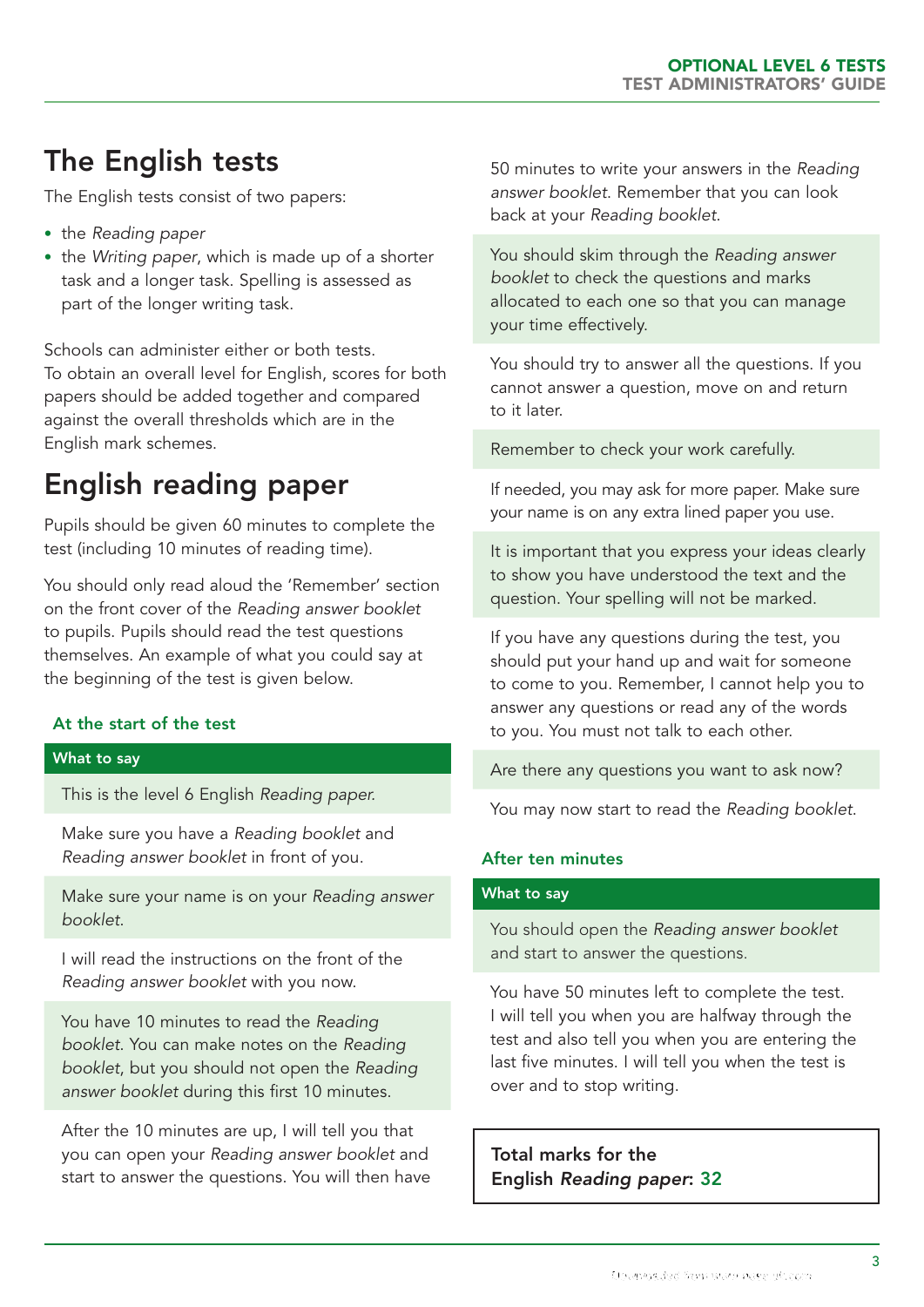# The English tests

The English tests consist of two papers:

- the *Reading paper*
- the *Writing paper*, which is made up of a shorter task and a longer task. Spelling is assessed as part of the longer writing task.

Schools can administer either or both tests. To obtain an overall level for English, scores for both papers should be added together and compared against the overall thresholds which are in the English mark schemes.

# English reading paper

Pupils should be given 60 minutes to complete the test (including 10 minutes of reading time).

You should only read aloud the 'Remember' section on the front cover of the *Reading answer booklet* to pupils. Pupils should read the test questions themselves. An example of what you could say at the beginning of the test is given below.

### At the start of the test

**What to say**

This is the level 6 English *Reading paper.*

Make sure you have a *Reading booklet* and *Reading answer booklet* in front of you.

Make sure your name is on your *Reading answer booklet.*

I will read the instructions on the front of the *Reading answer booklet* with you now.

You have 10 minutes to read the *Reading booklet*. You can make notes on the *Reading booklet*, but you should not open the *Reading answer booklet* during this first 10 minutes.

After the 10 minutes are up, I will tell you that you can open your *Reading answer booklet* and start to answer the questions. You will then have 50 minutes to write your answers in the *Reading answer booklet*. Remember that you can look back at your *Reading booklet*.

You should skim through the *Reading answer booklet* to check the questions and marks allocated to each one so that you can manage your time effectively.

You should try to answer all the questions. If you cannot answer a question, move on and return to it later.

Remember to check your work carefully.

If needed, you may ask for more paper. Make sure your name is on any extra lined paper you use.

It is important that you express your ideas clearly to show you have understood the text and the question. Your spelling will not be marked.

If you have any questions during the test, you should put your hand up and wait for someone to come to you. Remember, I cannot help you to answer any questions or read any of the words to you. You must not talk to each other.

Are there any questions you want to ask now?

You may now start to read the *Reading booklet*.

### After ten minutes

**What to say**

You should open the *Reading answer booklet* and start to answer the questions.

You have 50 minutes left to complete the test. I will tell you when you are halfway through the test and also tell you when you are entering the last five minutes. I will tell you when the test is over and to stop writing.

**Total marks for the English *Reading paper*: 32**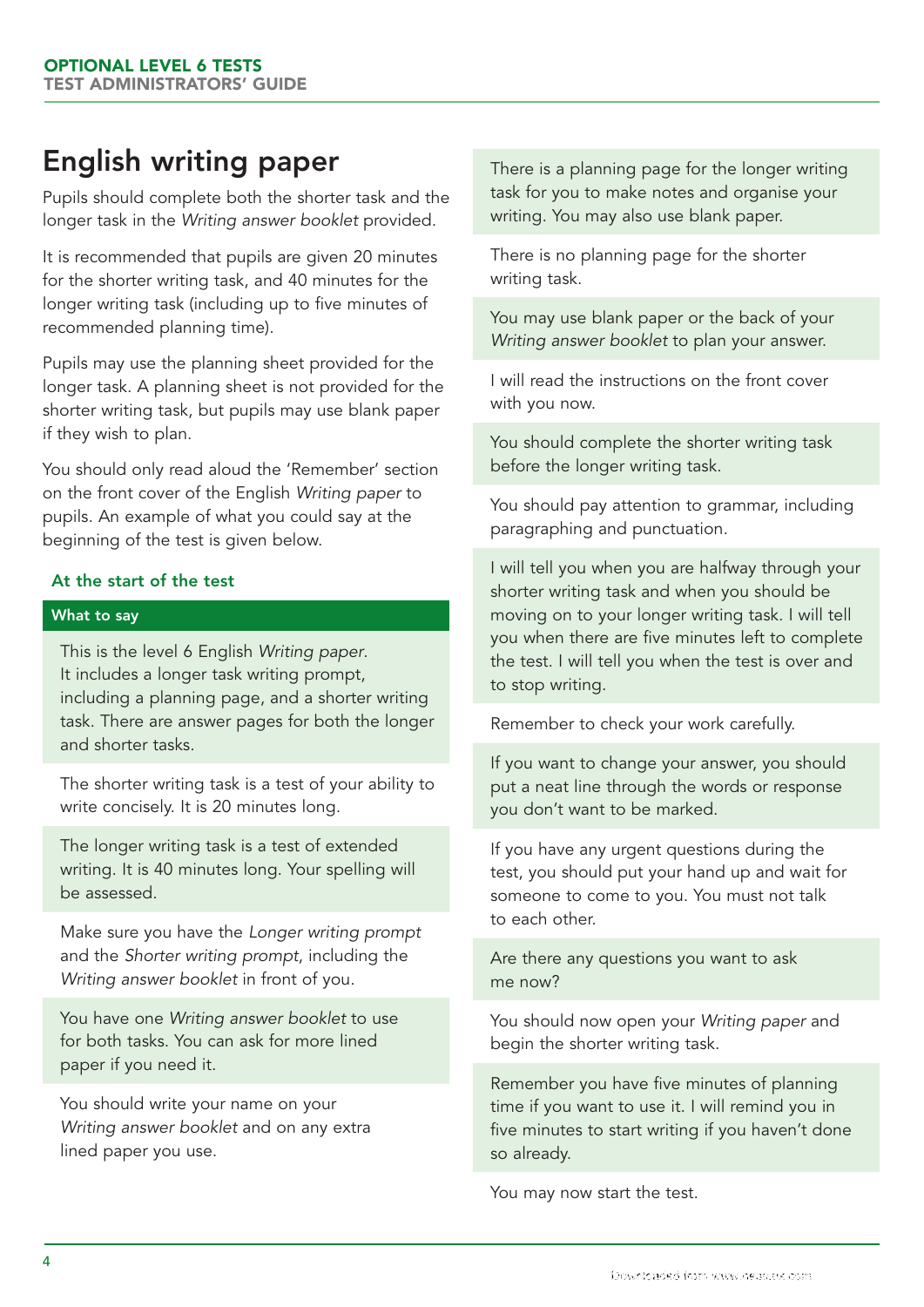# English writing paper

Pupils should complete both the shorter task and the longer task in the *Writing answer booklet* provided.

It is recommended that pupils are given 20 minutes for the shorter writing task, and 40 minutes for the longer writing task (including up to five minutes of recommended planning time).

Pupils may use the planning sheet provided for the longer task. A planning sheet is not provided for the shorter writing task, but pupils may use blank paper if they wish to plan.

You should only read aloud the 'Remember' section on the front cover of the English *Writing paper* to pupils. An example of what you could say at the beginning of the test is given below.

### At the start of the test

**What to say**

This is the level 6 English *Writing paper*. It includes a longer task writing prompt, including a planning page, and a shorter writing task. There are answer pages for both the longer and shorter tasks.

The shorter writing task is a test of your ability to write concisely. It is 20 minutes long.

The longer writing task is a test of extended writing. It is 40 minutes long. Your spelling will be assessed.

Make sure you have the *Longer writing prompt* and the *Shorter writing prompt*, including the *Writing answer booklet* in front of you.

You have one *Writing answer booklet* to use for both tasks. You can ask for more lined paper if you need it.

You should write your name on your *Writing answer booklet* and on any extra lined paper you use.

There is a planning page for the longer writing task for you to make notes and organise your writing. You may also use blank paper.

There is no planning page for the shorter writing task.

You may use blank paper or the back of your *Writing answer booklet* to plan your answer.

I will read the instructions on the front cover with you now.

You should complete the shorter writing task before the longer writing task.

You should pay attention to grammar, including paragraphing and punctuation.

I will tell you when you are halfway through your shorter writing task and when you should be moving on to your longer writing task. I will tell you when there are five minutes left to complete the test. I will tell you when the test is over and to stop writing.

Remember to check your work carefully.

If you want to change your answer, you should put a neat line through the words or response you don't want to be marked.

If you have any urgent questions during the test, you should put your hand up and wait for someone to come to you. You must not talk to each other.

Are there any questions you want to ask me now?

You should now open your *Writing paper* and begin the shorter writing task.

Remember you have five minutes of planning time if you want to use it. I will remind you in five minutes to start writing if you haven't done so already.

You may now start the test.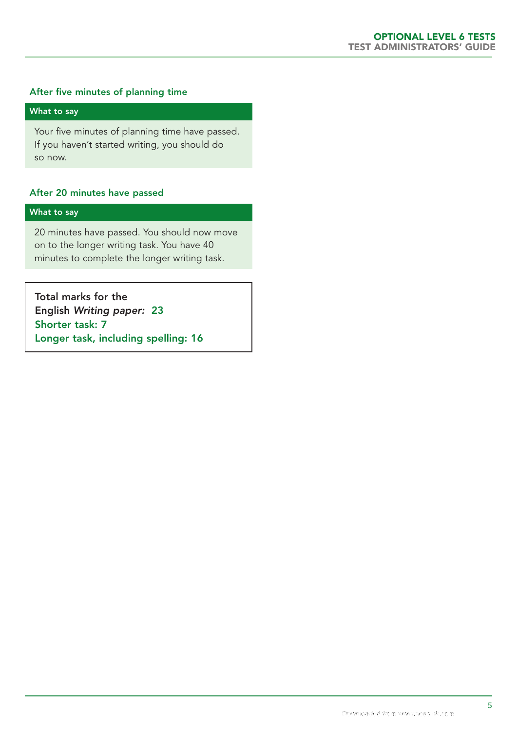### After five minutes of planning time

**What to say**

Your five minutes of planning time have passed. If you haven't started writing, you should do so now.

### After 20 minutes have passed

**What to say**

20 minutes have passed. You should now move on to the longer writing task. You have 40 minutes to complete the longer writing task.

**Total marks for the English *Writing paper:* 23**
**Shorter task: 7**
**Longer task, including spelling: 16**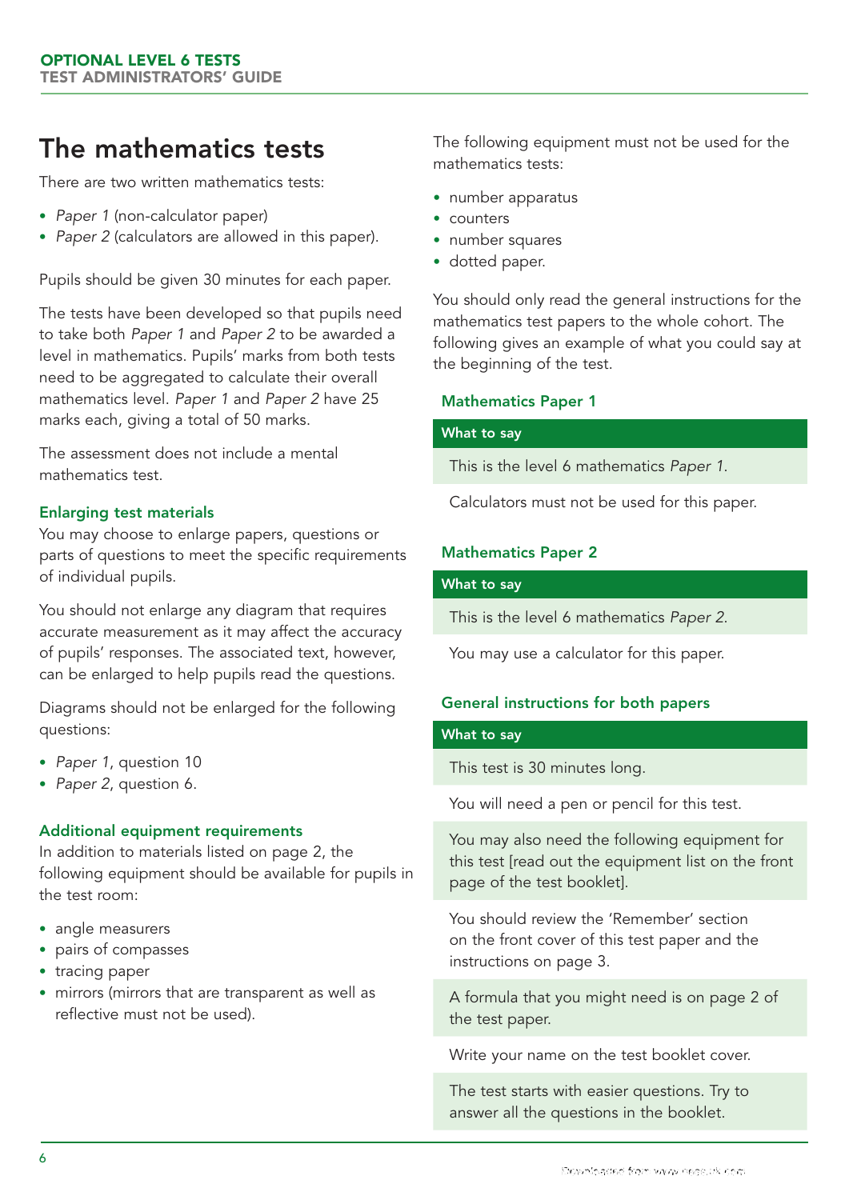# The mathematics tests

There are two written mathematics tests:

- *Paper 1* (non-calculator paper)
- *Paper 2* (calculators are allowed in this paper).

Pupils should be given 30 minutes for each paper.

The tests have been developed so that pupils need to take both *Paper 1* and *Paper 2* to be awarded a level in mathematics. Pupils' marks from both tests need to be aggregated to calculate their overall mathematics level. *Paper 1* and *Paper 2* have 25 marks each, giving a total of 50 marks.

The assessment does not include a mental mathematics test.

### Enlarging test materials

You may choose to enlarge papers, questions or parts of questions to meet the specific requirements of individual pupils.

You should not enlarge any diagram that requires accurate measurement as it may affect the accuracy of pupils' responses. The associated text, however, can be enlarged to help pupils read the questions.

Diagrams should not be enlarged for the following questions:

- *Paper 1*, question 10
- *Paper 2*, question 6.

### Additional equipment requirements

In addition to materials listed on page 2, the following equipment should be available for pupils in the test room:

- angle measurers
- pairs of compasses
- tracing paper
- mirrors (mirrors that are transparent as well as reflective must not be used).

The following equipment must not be used for the mathematics tests:

- number apparatus
- counters
- number squares
- dotted paper.

You should only read the general instructions for the mathematics test papers to the whole cohort. The following gives an example of what you could say at the beginning of the test.

### Mathematics Paper 1

**What to say**

This is the level 6 mathematics *Paper 1*.

Calculators must not be used for this paper.

### Mathematics Paper 2

**What to say**

This is the level 6 mathematics *Paper 2*.

You may use a calculator for this paper.

### General instructions for both papers

**What to say**

This test is 30 minutes long.

You will need a pen or pencil for this test.

You may also need the following equipment for this test [read out the equipment list on the front page of the test booklet].

You should review the 'Remember' section on the front cover of this test paper and the instructions on page 3.

A formula that you might need is on page 2 of the test paper.

Write your name on the test booklet cover.

The test starts with easier questions. Try to answer all the questions in the booklet.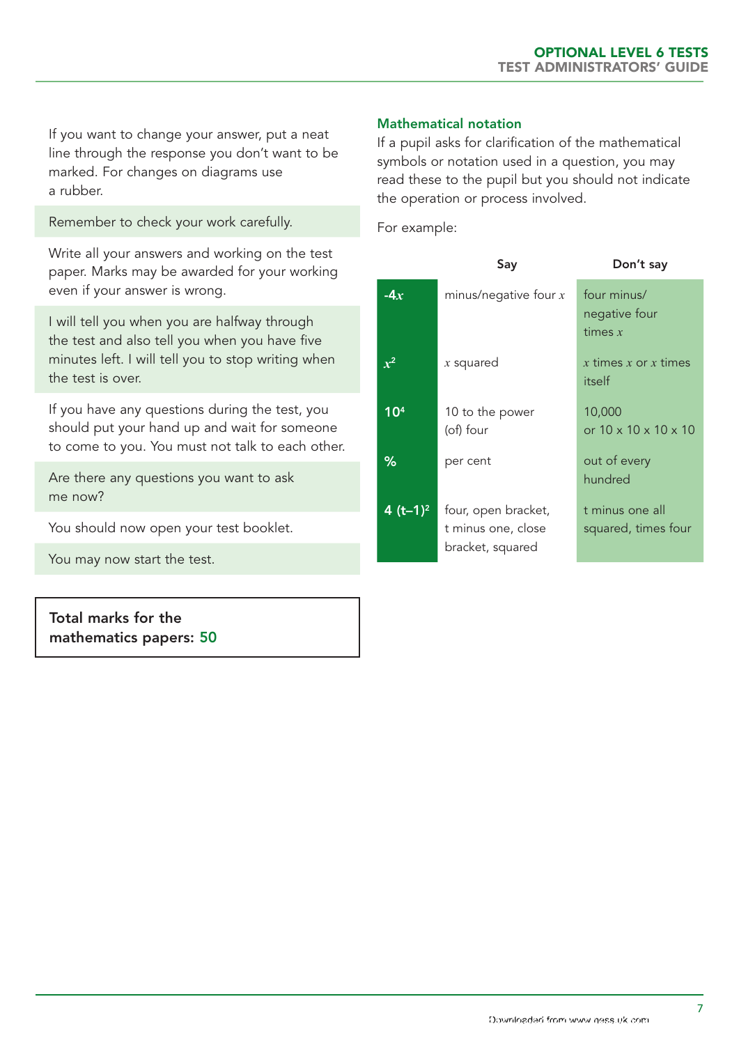If you want to change your answer, put a neat line through the response you don't want to be marked. For changes on diagrams use a rubber.

Remember to check your work carefully.

Write all your answers and working on the test paper. Marks may be awarded for your working even if your answer is wrong.

I will tell you when you are halfway through the test and also tell you when you have five minutes left. I will tell you to stop writing when the test is over.

If you have any questions during the test, you should put your hand up and wait for someone to come to you. You must not talk to each other.

Are there any questions you want to ask me now?

You should now open your test booklet.

You may now start the test.

**Total marks for the mathematics papers: 50**

### Mathematical notation

If a pupil asks for clarification of the mathematical symbols or notation used in a question, you may read these to the pupil but you should not indicate the operation or process involved.

For example:

| | Say | Don't say |
|---|---|---|
| $-4x$ | minus/negative four $x$ | four minus/ negative four times $x$ |
| $x^2$ | $x$ squared | $x$ times $x$ or $x$ times itself |
| $10^4$ | 10 to the power (of) four | 10,000 or 10 x 10 x 10 x 10 |
| % | per cent | out of every hundred |
| $4(t-1)^2$ | four, open bracket, t minus one, close bracket, squared | t minus one all squared, times four |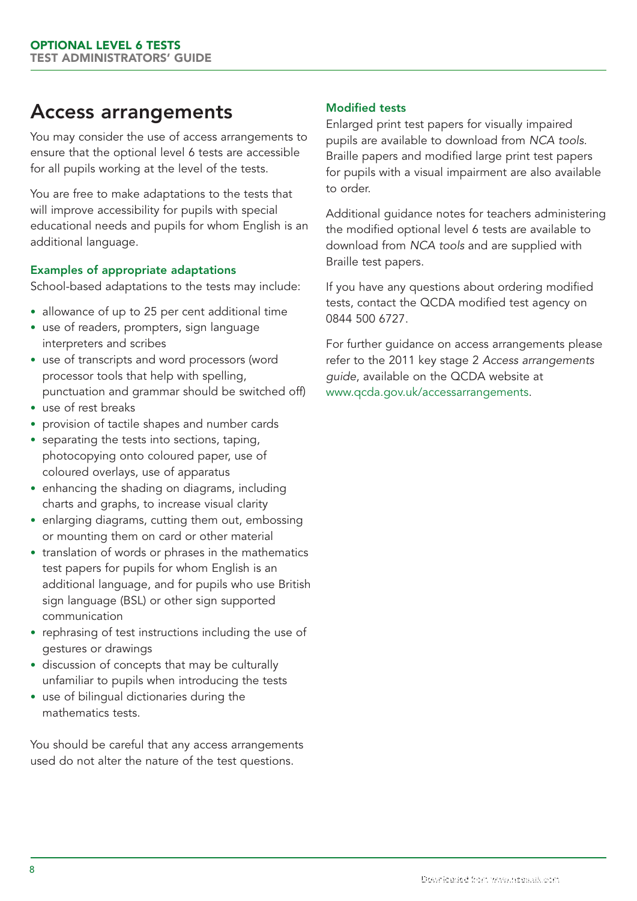# Access arrangements

You may consider the use of access arrangements to ensure that the optional level 6 tests are accessible for all pupils working at the level of the tests.

You are free to make adaptations to the tests that will improve accessibility for pupils with special educational needs and pupils for whom English is an additional language.

### Examples of appropriate adaptations

School-based adaptations to the tests may include:

- allowance of up to 25 per cent additional time
- use of readers, prompters, sign language interpreters and scribes
- use of transcripts and word processors (word processor tools that help with spelling, punctuation and grammar should be switched off)
- use of rest breaks
- provision of tactile shapes and number cards
- separating the tests into sections, taping, photocopying onto coloured paper, use of coloured overlays, use of apparatus
- enhancing the shading on diagrams, including charts and graphs, to increase visual clarity
- enlarging diagrams, cutting them out, embossing or mounting them on card or other material
- translation of words or phrases in the mathematics test papers for pupils for whom English is an additional language, and for pupils who use British sign language (BSL) or other sign supported communication
- rephrasing of test instructions including the use of gestures or drawings
- discussion of concepts that may be culturally unfamiliar to pupils when introducing the tests
- use of bilingual dictionaries during the mathematics tests.

You should be careful that any access arrangements used do not alter the nature of the test questions.

### Modified tests

Enlarged print test papers for visually impaired pupils are available to download from *NCA tools*. Braille papers and modified large print test papers for pupils with a visual impairment are also available to order.

Additional guidance notes for teachers administering the modified optional level 6 tests are available to download from *NCA tools* and are supplied with Braille test papers.

If you have any questions about ordering modified tests, contact the QCDA modified test agency on 0844 500 6727.

For further guidance on access arrangements please refer to the 2011 key stage 2 *Access arrangements guide*, available on the QCDA website at www.qcda.gov.uk/accessarrangements.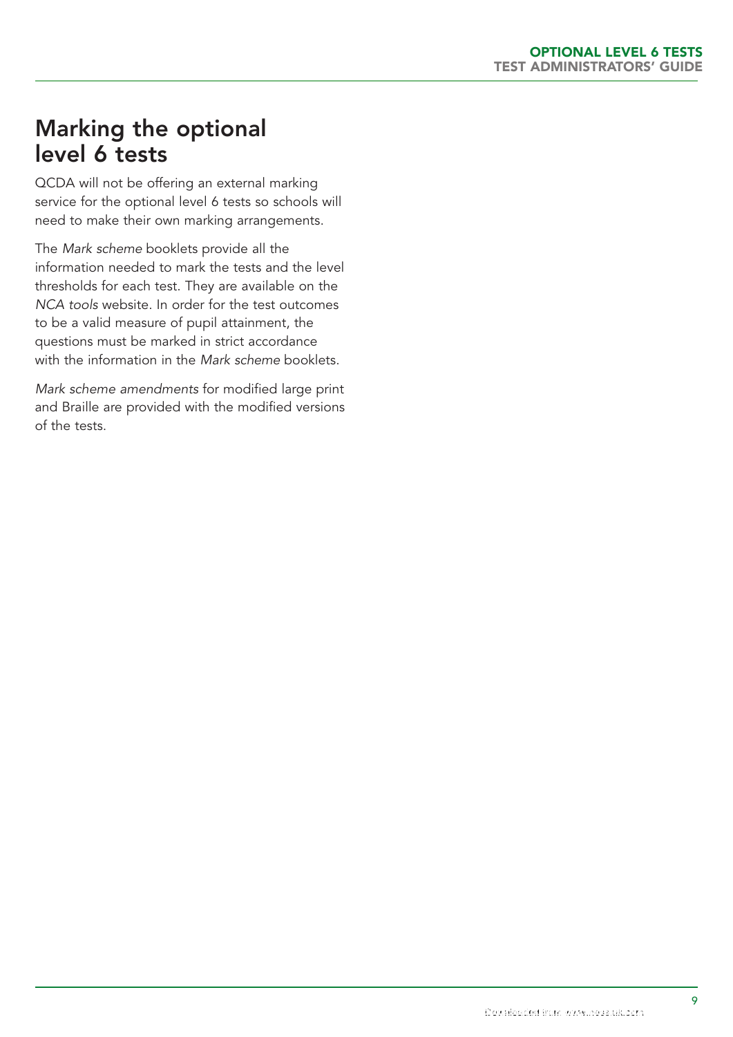# Marking the optional level 6 tests

QCDA will not be offering an external marking service for the optional level 6 tests so schools will need to make their own marking arrangements.

The *Mark scheme* booklets provide all the information needed to mark the tests and the level thresholds for each test. They are available on the *NCA tools* website. In order for the test outcomes to be a valid measure of pupil attainment, the questions must be marked in strict accordance with the information in the *Mark scheme* booklets.

*Mark scheme amendments* for modified large print and Braille are provided with the modified versions of the tests.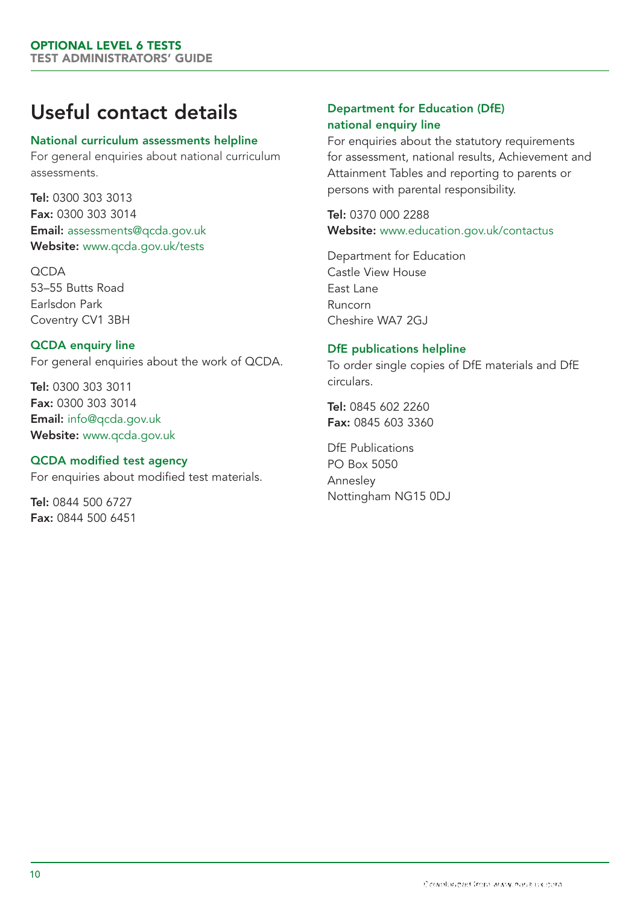# Useful contact details

### National curriculum assessments helpline

For general enquiries about national curriculum assessments.

**Tel:** 0300 303 3013
**Fax:** 0300 303 3014
**Email:** assessments@qcda.gov.uk
**Website:** www.qcda.gov.uk/tests

QCDA
53–55 Butts Road
Earlsdon Park
Coventry CV1 3BH

### QCDA enquiry line

For general enquiries about the work of QCDA.

**Tel:** 0300 303 3011
**Fax:** 0300 303 3014
**Email:** info@qcda.gov.uk
**Website:** www.qcda.gov.uk

### QCDA modified test agency

For enquiries about modified test materials.

**Tel:** 0844 500 6727
**Fax:** 0844 500 6451

### Department for Education (DfE) national enquiry line

For enquiries about the statutory requirements for assessment, national results, Achievement and Attainment Tables and reporting to parents or persons with parental responsibility.

**Tel:** 0370 000 2288
**Website:** www.education.gov.uk/contactus

Department for Education
Castle View House
East Lane
Runcorn
Cheshire WA7 2GJ

### DfE publications helpline

To order single copies of DfE materials and DfE circulars.

**Tel:** 0845 602 2260
**Fax:** 0845 603 3360

DfE Publications
PO Box 5050
Annesley
Nottingham NG15 0DJ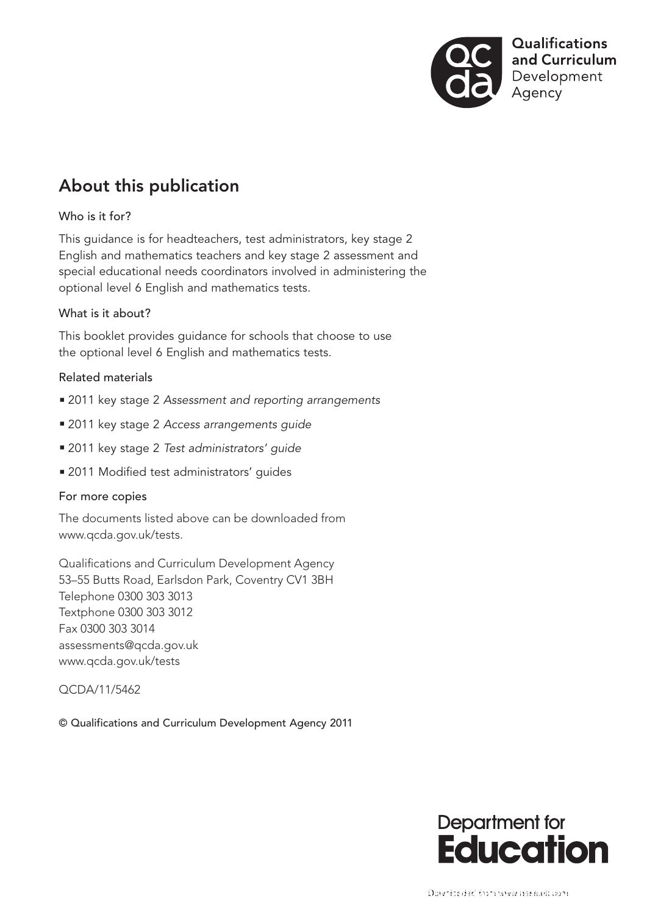Qualifications and Curriculum Development Agency

## About this publication

### Who is it for?

This guidance is for headteachers, test administrators, key stage 2 English and mathematics teachers and key stage 2 assessment and special educational needs coordinators involved in administering the optional level 6 English and mathematics tests.

### What is it about?

This booklet provides guidance for schools that choose to use the optional level 6 English and mathematics tests.

### Related materials

- 2011 key stage 2 *Assessment and reporting arrangements*
- 2011 key stage 2 *Access arrangements guide*
- 2011 key stage 2 *Test administrators' guide*
- 2011 Modified test administrators' guides

### For more copies

The documents listed above can be downloaded from www.qcda.gov.uk/tests.

Qualifications and Curriculum Development Agency
53–55 Butts Road, Earlsdon Park, Coventry CV1 3BH
Telephone 0300 303 3013
Textphone 0300 303 3012
Fax 0300 303 3014
assessments@qcda.gov.uk
www.qcda.gov.uk/tests

QCDA/11/5462

© Qualifications and Curriculum Development Agency 2011

Department for Education